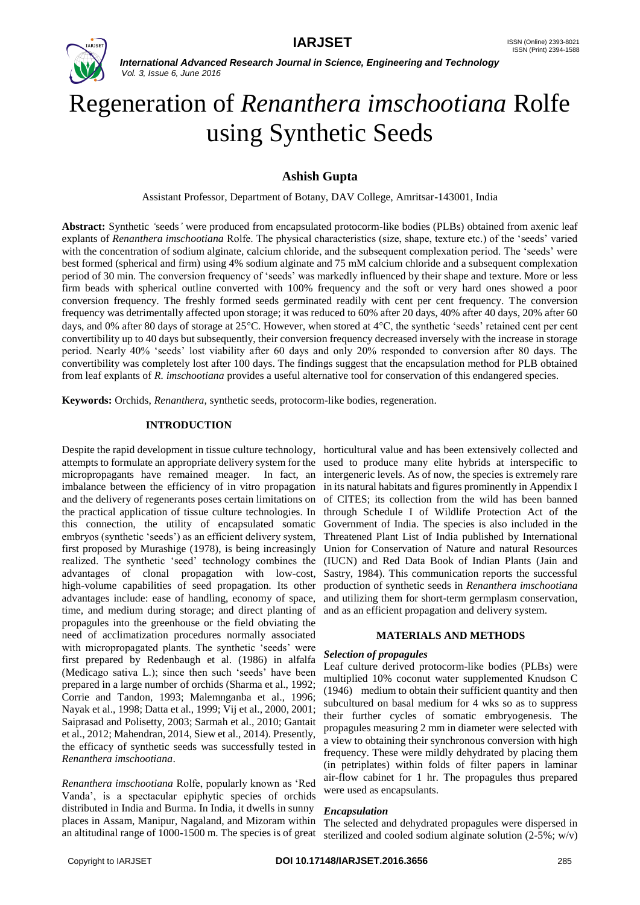# Regeneration of *Renanthera imschootiana* Rolfe using Synthetic Seeds

## Ashish Gupta

Assistant Professor, Department of Botany, DAV College, Amritsar-143001, India

**Abstract:** Synthetic *'*seeds*'* were produced from encapsulated protocorm-like bodies (PLBs) obtained from axenic leaf explants of *Renanthera imschootiana* Rolfe. The physical characteristics (size, shape, texture etc.) of the 'seeds' varied with the concentration of sodium alginate, calcium chloride, and the subsequent complexation period. The 'seeds' were best formed (spherical and firm) using 4% sodium alginate and 75 mM calcium chloride and a subsequent complexation period of 30 min. The conversion frequency of 'seeds' was markedly influenced by their shape and texture. More or less firm beads with spherical outline converted with 100% frequency and the soft or very hard ones showed a poor conversion frequency. The freshly formed seeds germinated readily with cent per cent frequency. The conversion frequency was detrimentally affected upon storage; it was reduced to 60% after 20 days, 40% after 40 days, 20% after 60 days, and 0% after 80 days of storage at 25°C. However, when stored at 4°C, the synthetic 'seeds' retained cent per cent convertibility up to 40 days but subsequently, their conversion frequency decreased inversely with the increase in storage period. Nearly 40% 'seeds' lost viability after 60 days and only 20% responded to conversion after 80 days. The convertibility was completely lost after 100 days. The findings suggest that the encapsulation method for PLB obtained from leaf explants of *R. imschootiana* provides a useful alternative tool for conservation of this endangered species.

**Keywords:** Orchids, *Renanthera*, synthetic seeds, protocorm-like bodies, regeneration.

## INTRODUCTION

Despite the rapid development in tissue culture technology, attempts to formulate an appropriate delivery system for the micropropagants have remained meager. In fact, an imbalance between the efficiency of in vitro propagation and the delivery of regenerants poses certain limitations on the practical application of tissue culture technologies. In this connection, the utility of encapsulated somatic embryos (synthetic 'seeds') as an efficient delivery system, first proposed by Murashige (1978), is being increasingly realized. The synthetic 'seed' technology combines the advantages of clonal propagation with low-cost, high-volume capabilities of seed propagation. Its other advantages include: ease of handling, economy of space, time, and medium during storage; and direct planting of propagules into the greenhouse or the field obviating the need of acclimatization procedures normally associated with micropropagated plants. The synthetic 'seeds' were first prepared by Redenbaugh et al. (1986) in alfalfa (Medicago sativa L.); since then such 'seeds' have been prepared in a large number of orchids (Sharma et al., 1992; Corrie and Tandon, 1993; Malemnganba et al., 1996; Nayak et al., 1998; Datta et al., 1999; Vij et al., 2000, 2001; Saiprasad and Polisetty, 2003; Sarmah et al., 2010; Gantait et al., 2012; Mahendran, 2014, Siew et al., 2014). Presently, the efficacy of synthetic seeds was successfully tested in *Renanthera imschootiana*.

*Renanthera imschootiana* Rolfe, popularly known as 'Red Vanda', is a spectacular epiphytic species of orchids distributed in India and Burma. In India, it dwells in sunny places in Assam, Manipur, Nagaland, and Mizoram within an altitudinal range of 1000-1500 m. The species is of great horticultural value and has been extensively collected and used to produce many elite hybrids at interspecific to intergeneric levels. As of now, the species is extremely rare in its natural habitats and figures prominently in Appendix I of CITES; its collection from the wild has been banned through Schedule I of Wildlife Protection Act of the Government of India. The species is also included in the Threatened Plant List of India published by International Union for Conservation of Nature and natural Resources (IUCN) and Red Data Book of Indian Plants (Jain and Sastry, 1984). This communication reports the successful production of synthetic seeds in *Renanthera imschootiana* and utilizing them for short-term germplasm conservation, and as an efficient propagation and delivery system.

## MATERIALS AND METHODS

### *Selection of propagules*

Leaf culture derived protocorm-like bodies (PLBs) were multiplied 10% coconut water supplemented Knudson C (1946) medium to obtain their sufficient quantity and then subcultured on basal medium for 4 wks so as to suppress their further cycles of somatic embryogenesis. The propagules measuring 2 mm in diameter were selected with a view to obtaining their synchronous conversion with high frequency. These were mildly dehydrated by placing them (in petriplates) within folds of filter papers in laminar air-flow cabinet for 1 hr. The propagules thus prepared were used as encapsulants.

### *Encapsulation*

The selected and dehydrated propagules were dispersed in sterilized and cooled sodium alginate solution (2-5%; w/v)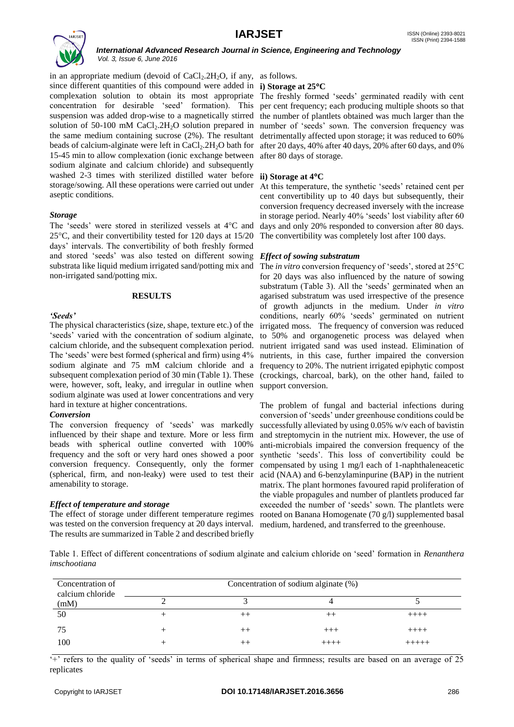in an appropriate medium (devoid of $CaCl_2.2H_2O$, if any, since different quantities of this compound were added in complexation solution to obtain its most appropriate concentration for desirable 'seed' formation). This suspension was added drop-wise to a magnetically stirred solution of 50-100 mM $CaCl_2.2H_2O$ solution prepared in the same medium containing sucrose (2%). The resultant beads of calcium-alginate were left in $CaCl_2.2H_2O$ bath for 15-45 min to allow complexation (ionic exchange between sodium alginate and calcium chloride) and subsequently washed 2-3 times with sterilized distilled water before storage/sowing. All these operations were carried out under aseptic conditions.

### *Storage*

The 'seeds' were stored in sterilized vessels at 4°C and 25°C, and their convertibility tested for 120 days at 15/20 days' intervals. The convertibility of both freshly formed and stored 'seeds' was also tested on different sowing substrata like liquid medium irrigated sand/potting mix and non-irrigated sand/potting mix.

## RESULTS

### *'Seeds'*

The physical characteristics (size, shape, texture etc.) of the 'seeds' varied with the concentration of sodium alginate, calcium chloride, and the subsequent complexation period. The 'seeds' were best formed (spherical and firm) using 4% sodium alginate and 75 mM calcium chloride and a subsequent complexation period of 30 min (Table 1). These were, however, soft, leaky, and irregular in outline when sodium alginate was used at lower concentrations and very hard in texture at higher concentrations.

### *Conversion*

The conversion frequency of 'seeds' was markedly influenced by their shape and texture. More or less firm beads with spherical outline converted with 100% frequency and the soft or very hard ones showed a poor conversion frequency. Consequently, only the former (spherical, firm, and non-leaky) were used to test their amenability to storage.

### *Effect of temperature and storage*

The effect of storage under different temperature regimes was tested on the conversion frequency at 20 days interval. The results are summarized in Table 2 and described briefly as follows.

#### i) Storage at 25°C

The freshly formed 'seeds' germinated readily with cent per cent frequency; each producing multiple shoots so that the number of plantlets obtained was much larger than the number of 'seeds' sown. The conversion frequency was detrimentally affected upon storage; it was reduced to 60% after 20 days, 40% after 40 days, 20% after 60 days, and 0% after 80 days of storage.

#### ii) Storage at 4°C

At this temperature, the synthetic 'seeds' retained cent per cent convertibility up to 40 days but subsequently, their conversion frequency decreased inversely with the increase in storage period. Nearly 40% 'seeds' lost viability after 60 days and only 20% responded to conversion after 80 days. The convertibility was completely lost after 100 days.

### *Effect of sowing substratum*

The *in vitro* conversion frequency of 'seeds', stored at 25°C for 20 days was also influenced by the nature of sowing substratum (Table 3). All the 'seeds' germinated when an agarised substratum was used irrespective of the presence of growth adjuncts in the medium. Under *in vitro* conditions, nearly 60% 'seeds' germinated on nutrient irrigated moss. The frequency of conversion was reduced to 50% and organogenetic process was delayed when nutrient irrigated sand was used instead. Elimination of nutrients, in this case, further impaired the conversion frequency to 20%. The nutrient irrigated epiphytic compost (crockings, charcoal, bark), on the other hand, failed to support conversion.

The problem of fungal and bacterial infections during conversion of 'seeds' under greenhouse conditions could be successfully alleviated by using 0.05% w/v each of bavistin and streptomycin in the nutrient mix. However, the use of anti-microbials impaired the conversion frequency of the synthetic 'seeds'. This loss of convertibility could be compensated by using 1 mg/l each of 1-naphthaleneacetic acid (NAA) and 6-benzylaminpurine (BAP) in the nutrient matrix. The plant hormones favoured rapid proliferation of the viable propagules and number of plantlets produced far exceeded the number of 'seeds' sown. The plantlets were rooted on Banana Homogenate (70 g/l) supplemented basal medium, hardened, and transferred to the greenhouse.

Table 1. Effect of different concentrations of sodium alginate and calcium chloride on 'seed' formation in *Renanthera imschootiana*

| Concentration of calcium chloride (mM) | Concentration of sodium alginate (%) | | | |
|---|---|---|---|---|
| | 2 | 3 | 4 | 5 |
| 50 | + | ++ | ++ | ++++ |
| 75 | + | ++ | +++ | ++++ |
| 100 | + | ++ | ++++ | +++++ |

'+' refers to the quality of 'seeds' in terms of spherical shape and firmness; results are based on an average of 25 replicates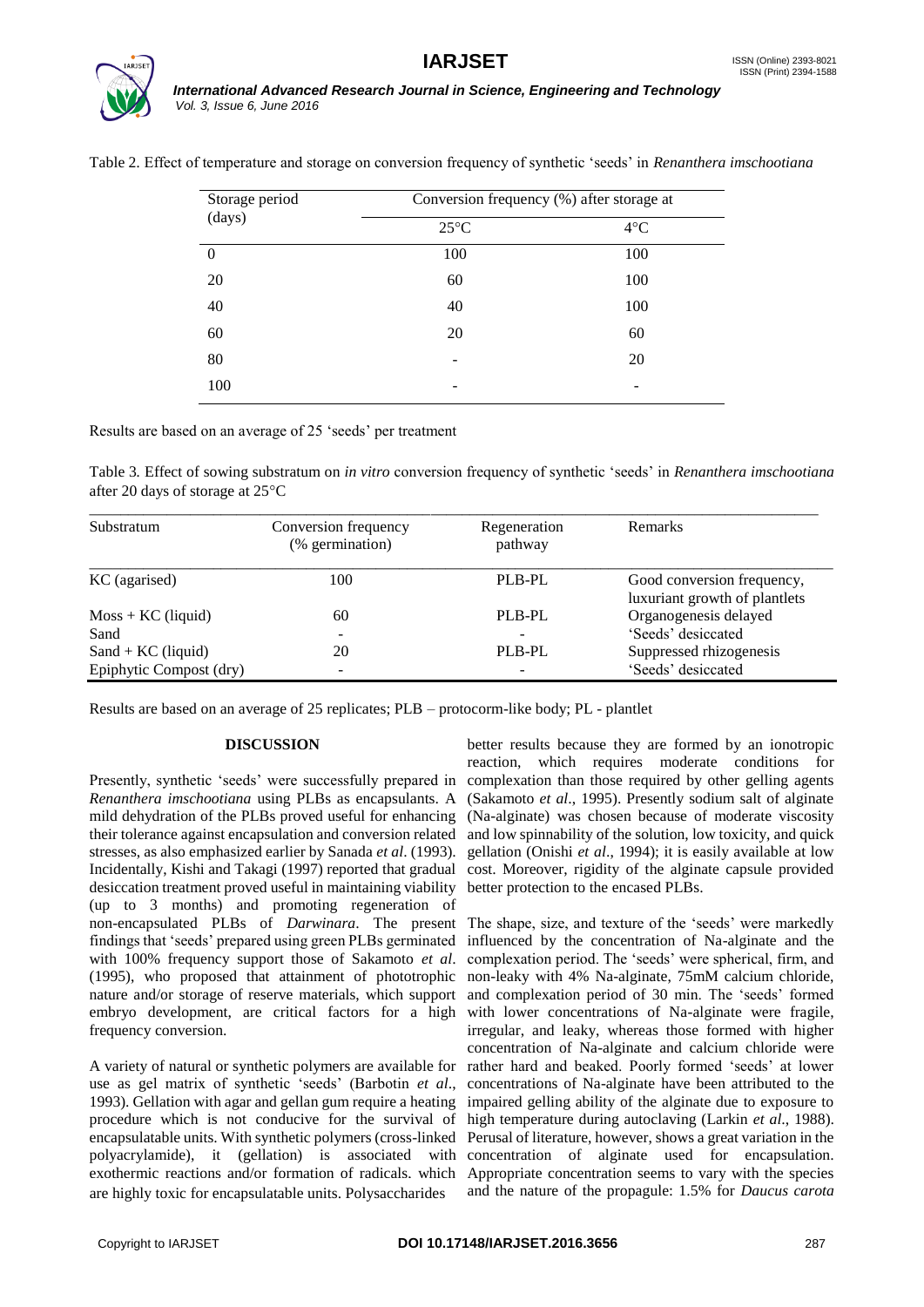Table 2. Effect of temperature and storage on conversion frequency of synthetic 'seeds' in *Renanthera imschootiana*

| Storage period (days) | Conversion frequency (%) after storage at | |
|---|---|---|
| | 25°C | 4°C |
| 0 | 100 | 100 |
| 20 | 60 | 100 |
| 40 | 40 | 100 |
| 60 | 20 | 60 |
| 80 | - | 20 |
| 100 | - | - |

Results are based on an average of 25 'seeds' per treatment

Table 3. Effect of sowing substratum on *in vitro* conversion frequency of synthetic 'seeds' in *Renanthera imschootiana* after 20 days of storage at 25°C

| Substratum | Conversion frequency (% germination) | Regeneration pathway | Remarks |
|---|---|---|---|
| KC (agarised) | 100 | PLB-PL | Good conversion frequency, luxuriant growth of plantlets |
| Moss + KC (liquid) | 60 | PLB-PL | Organogenesis delayed |
| Sand | - | - | 'Seeds' desiccated |
| Sand + KC (liquid) | 20 | PLB-PL | Suppressed rhizogenesis |
| Epiphytic Compost (dry) | - | - | 'Seeds' desiccated |

Results are based on an average of 25 replicates; PLB – protocorm-like body; PL - plantlet

## DISCUSSION

Presently, synthetic 'seeds' were successfully prepared in *Renanthera imschootiana* using PLBs as encapsulants. A mild dehydration of the PLBs proved useful for enhancing their tolerance against encapsulation and conversion related stresses, as also emphasized earlier by Sanada *et al*. (1993). Incidentally, Kishi and Takagi (1997) reported that gradual desiccation treatment proved useful in maintaining viability (up to 3 months) and promoting regeneration of non-encapsulated PLBs of *Darwinara*. The present findings that 'seeds' prepared using green PLBs germinated with 100% frequency support those of Sakamoto *et al*. (1995), who proposed that attainment of phototrophic nature and/or storage of reserve materials, which support embryo development, are critical factors for a high frequency conversion.

A variety of natural or synthetic polymers are available for use as gel matrix of synthetic 'seeds' (Barbotin *et al*., 1993). Gellation with agar and gellan gum require a heating procedure which is not conducive for the survival of encapsulatable units. With synthetic polymers (cross-linked polyacrylamide), it (gellation) is associated with exothermic reactions and/or formation of radicals. which are highly toxic for encapsulatable units. Polysaccharides better results because they are formed by an ionotropic reaction, which requires moderate conditions for complexation than those required by other gelling agents (Sakamoto *et al*., 1995). Presently sodium salt of alginate (Na-alginate) was chosen because of moderate viscosity and low spinnability of the solution, low toxicity, and quick gellation (Onishi *et al*., 1994); it is easily available at low cost. Moreover, rigidity of the alginate capsule provided better protection to the encased PLBs.

The shape, size, and texture of the 'seeds' were markedly influenced by the concentration of Na-alginate and the complexation period. The 'seeds' were spherical, firm, and non-leaky with 4% Na-alginate, 75mM calcium chloride, and complexation period of 30 min. The 'seeds' formed with lower concentrations of Na-alginate were fragile, irregular, and leaky, whereas those formed with higher concentration of Na-alginate and calcium chloride were rather hard and beaked. Poorly formed 'seeds' at lower concentrations of Na-alginate have been attributed to the impaired gelling ability of the alginate due to exposure to high temperature during autoclaving (Larkin *et al*., 1988). Perusal of literature, however, shows a great variation in the concentration of alginate used for encapsulation. Appropriate concentration seems to vary with the species and the nature of the propagule: 1.5% for *Daucus carota*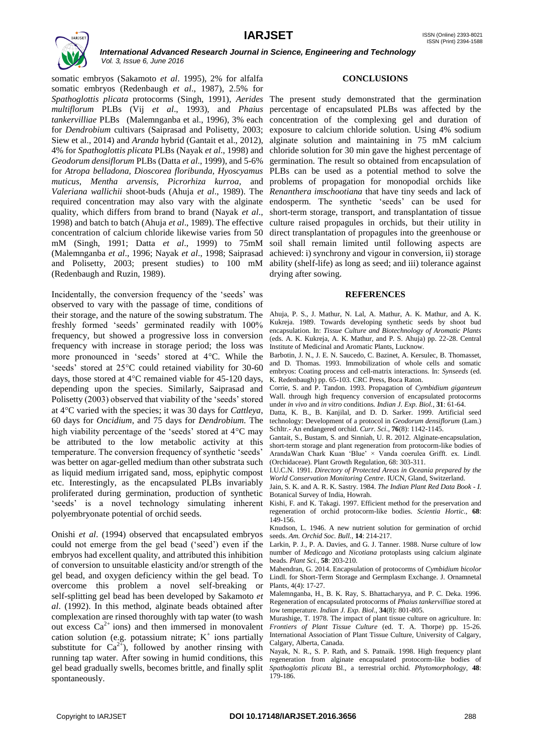somatic embryos (Sakamoto *et al*. 1995), 2% for alfalfa somatic embryos (Redenbaugh *et al*., 1987), 2.5% for *Spathoglottis plicata* protocorms (Singh, 1991), *Aerides multiflorum* PLBs (Vij *et al*., 1993), and *Phaius tankervilliae* PLBs (Malemnganba et al., 1996), 3% each for *Dendrobium* cultivars (Saiprasad and Polisetty, 2003; Siew et al., 2014) and *Aranda* hybrid (Gantait et al., 2012), 4% for *Spathoglottis plicata* PLBs (Nayak *et al*., 1998) and *Geodorum densiflorum* PLBs (Datta *et al*., 1999), and 5-6% for *Atropa belladona, Dioscorea floribunda, Hyoscyamus muticus, Mentha arvensis, Picrorhiza kurroa,* and *Valeriana wallichii* shoot-buds (Ahuja *et al*., 1989). The required concentration may also vary with the alginate quality, which differs from brand to brand (Nayak *et al*., 1998) and batch to batch (Ahuja *et al*., 1989). The effective concentration of calcium chloride likewise varies from 50 mM (Singh, 1991; Datta *et al*., 1999) to 75mM (Malemnganba *et al*., 1996; Nayak *et al*., 1998; Saiprasad and Polisetty, 2003; present studies) to 100 mM (Redenbaugh and Ruzin, 1989).

Incidentally, the conversion frequency of the 'seeds' was observed to vary with the passage of time, conditions of their storage, and the nature of the sowing substratum. The freshly formed 'seeds' germinated readily with 100% frequency, but showed a progressive loss in conversion frequency with increase in storage period; the loss was more pronounced in 'seeds' stored at 4°C. While the 'seeds' stored at 25°C could retained viability for 30-60 days, those stored at 4°C remained viable for 45-120 days, depending upon the species. Similarly, Saiprasad and Polisetty (2003) observed that viability of the 'seeds' stored at 4°C varied with the species; it was 30 days for *Cattleya*, 60 days for *Oncidium*, and 75 days for *Dendrobium*. The high viability percentage of the 'seeds' stored at 4°C may be attributed to the low metabolic activity at this temperature. The conversion frequency of synthetic 'seeds' was better on agar-gelled medium than other substrata such as liquid medium irrigated sand, moss, epiphytic compost etc. Interestingly, as the encapsulated PLBs invariably proliferated during germination, production of synthetic 'seeds' is a novel technology simulating inherent polyembryonate potential of orchid seeds.

Onishi *et al*. (1994) observed that encapsulated embryos could not emerge from the gel bead ('seed') even if the embryos had excellent quality, and attributed this inhibition of conversion to unsuitable elasticity and/or strength of the gel bead, and oxygen deficiency within the gel bead. To overcome this problem a novel self-breaking or self-splitting gel bead has been developed by Sakamoto *et al*. (1992). In this method, alginate beads obtained after complexation are rinsed thoroughly with tap water (to wash out excess $Ca^{2+}$ ions) and then immersed in monovalent cation solution (e.g. potassium nitrate; $K^+$ ions partially substitute for $Ca^{2+}$), followed by another rinsing with running tap water. After sowing in humid conditions, this gel bead gradually swells, becomes brittle, and finally split spontaneously.

## CONCLUSIONS

The present study demonstrated that the germination percentage of encapsulated PLBs was affected by the concentration of the complexing gel and duration of exposure to calcium chloride solution. Using 4% sodium alginate solution and maintaining in 75 mM calcium chloride solution for 30 min gave the highest percentage of germination. The result so obtained from encapsulation of PLBs can be used as a potential method to solve the problems of propagation for monopodial orchids like *Renanthera imschootiana* that have tiny seeds and lack of endosperm. The synthetic 'seeds' can be used for short-term storage, transport, and transplantation of tissue culture raised propagules in orchids, but their utility in direct transplantation of propagules into the greenhouse or soil shall remain limited until following aspects are achieved: i) synchrony and vigour in conversion, ii) storage ability (shelf-life) as long as seed; and iii) tolerance against drying after sowing.

## REFERENCES

Ahuja, P. S., J. Mathur, N. Lal, A. Mathur, A. K. Mathur, and A. K. Kukreja. 1989. Towards developing synthetic seeds by shoot bud encapsulation. In: *Tissue Culture and Biotechnology of Aromatic Plants* (eds. A. K. Kukreja, A. K. Mathur, and P. S. Ahuja) pp. 22-28. Central Institute of Medicinal and Aromatic Plants, Lucknow.

Barbotin, J. N., J. E. N. Saucedo, C. Bazinet, A. Kersulec, B. Thomasset, and D. Thomas. 1993. Immobilization of whole cells and somatic embryos: Coating process and cell-matrix interactions. In: *Synseeds* (ed. K. Redenbaugh) pp. 65-103. CRC Press, Boca Raton.

Corrie, S. and P. Tandon. 1993. Propagation of *Cymbidium giganteum* Wall. through high frequency conversion of encapsulated protocorms under *in vivo* and *in vitro* conditions. *Indian J. Exp. Biol.*, **31**: 61-64.

Datta, K. B., B. Kanjilal, and D. D. Sarker. 1999. Artificial seed technology: Development of a protocol in *Geodorum densiflorum* (Lam.) Schltr.- An endangered orchid. *Curr. Sci*., **76**(8): 1142-1145.

Gantait, S., Bustam, S. and Sinniah, U. R. 2012. Alginate-encapsulation, short-term storage and plant regeneration from protocorm-like bodies of ArandaWan Chark Kuan 'Blue' × Vanda coerulea Grifft. ex. Lindl. (Orchidaceae). Plant Growth Regulation, 68: 303-311.

I.U.C.N. 1991. *Directory of Protected Areas in Oceania prepared by the World Conservation Monitoring Centre*. IUCN, Gland, Switzerland.

Jain, S. K. and A. R. K. Sastry. 1984. *The Indian Plant Red Data Book - I*. Botanical Survey of India, Howrah.

Kishi, F. and K. Takagi. 1997. Efficient method for the preservation and regeneration of orchid protocorm-like bodies. *Scientia Hortic*., **68**: 149-156.

Knudson, L. 1946. A new nutrient solution for germination of orchid seeds. *Am. Orchid Soc. Bull.*, **14**: 214-217.

Larkin, P. J., P. A. Davies, and G. J. Tanner. 1988. Nurse culture of low number of *Medicago* and *Nicotiana* protoplasts using calcium alginate beads. *Plant Sci.*, **58**: 203-210.

Mahendran, G. 2014. Encapsulation of protocorms of *Cymbidium bicolor* Lindl. for Short-Term Storage and Germplasm Exchange. J. Ornamnetal Plants, 4(4): 17-27.

Malemnganba, H., B. K. Ray, S. Bhattacharyya, and P. C. Deka. 1996. Regeneration of encapsulated protocorms of *Phaius tankervilliae* stored at low temperature. *Indian J. Exp. Biol*., **34**(8): 801-805.

Murashige, T. 1978. The impact of plant tissue culture on agriculture. In: *Frontiers of Plant Tissue Culture* (ed. T. A. Thorpe) pp. 15-26. International Association of Plant Tissue Culture, University of Calgary, Calgary, Alberta, Canada.

Nayak, N. R., S. P. Rath, and S. Patnaik. 1998. High frequency plant regeneration from alginate encapsulated protocorm-like bodies of *Spathoglottis plicata* Bl., a terrestrial orchid. *Phytomorphology*, **48**: 179-186.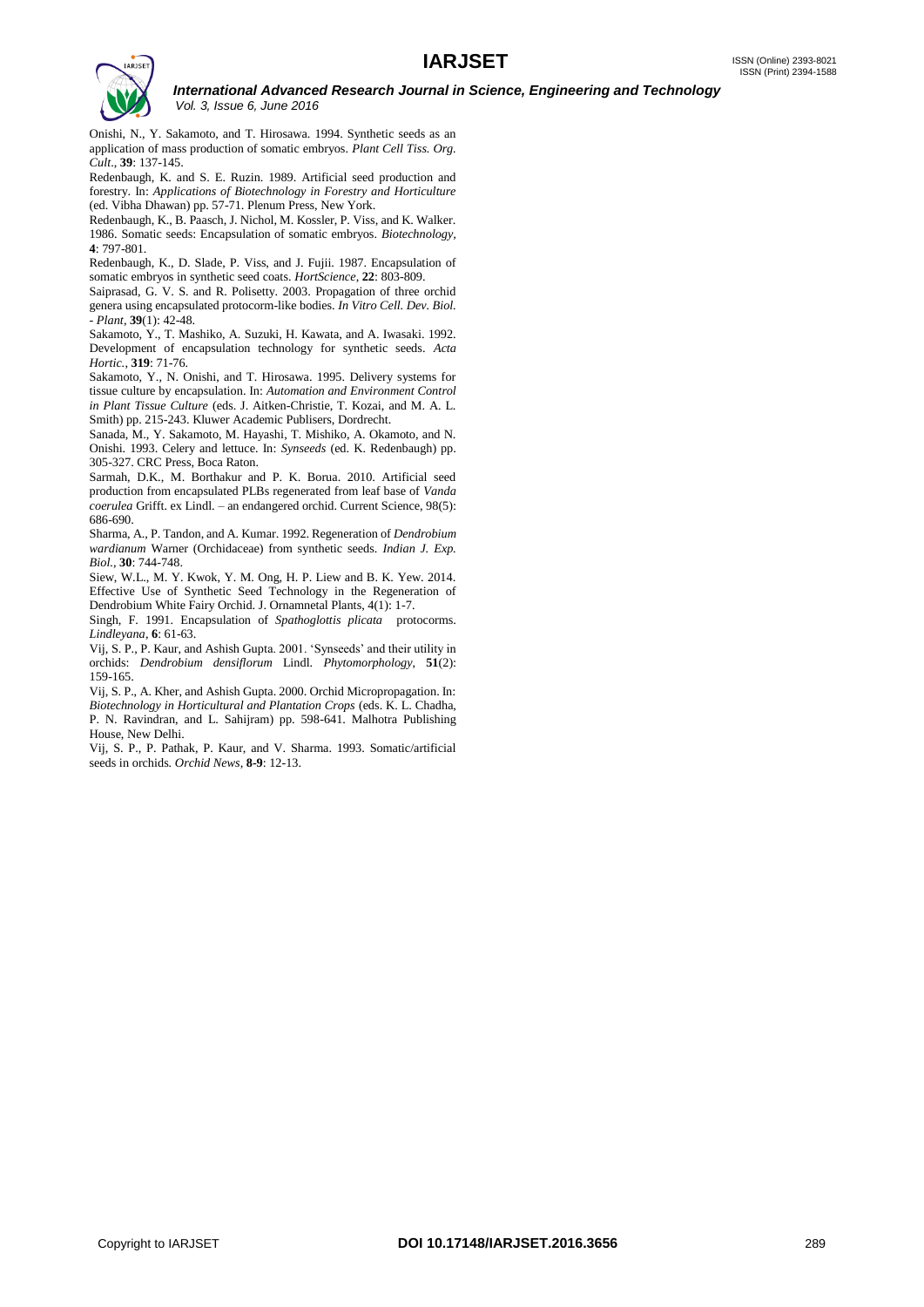Onishi, N., Y. Sakamoto, and T. Hirosawa. 1994. Synthetic seeds as an application of mass production of somatic embryos. *Plant Cell Tiss. Org. Cult.*, **39**: 137-145.

Redenbaugh, K. and S. E. Ruzin. 1989. Artificial seed production and forestry. In: *Applications of Biotechnology in Forestry and Horticulture* (ed. Vibha Dhawan) pp. 57-71. Plenum Press, New York.

Redenbaugh, K., B. Paasch, J. Nichol, M. Kossler, P. Viss, and K. Walker. 1986. Somatic seeds: Encapsulation of somatic embryos. *Biotechnology*, **4**: 797-801.

Redenbaugh, K., D. Slade, P. Viss, and J. Fujii. 1987. Encapsulation of somatic embryos in synthetic seed coats. *HortScience*, **22**: 803-809.

Saiprasad, G. V. S. and R. Polisetty. 2003. Propagation of three orchid genera using encapsulated protocorm-like bodies. *In Vitro Cell. Dev. Biol. - Plant*, **39**(1): 42-48.

Sakamoto, Y., T. Mashiko, A. Suzuki, H. Kawata, and A. Iwasaki. 1992. Development of encapsulation technology for synthetic seeds. *Acta Hortic.*, **319**: 71-76.

Sakamoto, Y., N. Onishi, and T. Hirosawa. 1995. Delivery systems for tissue culture by encapsulation. In: *Automation and Environment Control in Plant Tissue Culture* (eds. J. Aitken-Christie, T. Kozai, and M. A. L. Smith) pp. 215-243. Kluwer Academic Publisers, Dordrecht.

Sanada, M., Y. Sakamoto, M. Hayashi, T. Mishiko, A. Okamoto, and N. Onishi. 1993. Celery and lettuce. In: *Synseeds* (ed. K. Redenbaugh) pp. 305-327. CRC Press, Boca Raton.

Sarmah, D.K., M. Borthakur and P. K. Borua. 2010. Artificial seed production from encapsulated PLBs regenerated from leaf base of *Vanda coerulea* Grifft. ex Lindl. – an endangered orchid. Current Science, 98(5): 686-690.

Sharma, A., P. Tandon, and A. Kumar. 1992. Regeneration of *Dendrobium wardianum* Warner (Orchidaceae) from synthetic seeds. *Indian J. Exp. Biol.*, **30**: 744-748.

Siew, W.L., M. Y. Kwok, Y. M. Ong, H. P. Liew and B. K. Yew. 2014. Effective Use of Synthetic Seed Technology in the Regeneration of Dendrobium White Fairy Orchid. J. Ornamnetal Plants, 4(1): 1-7.

Singh, F. 1991. Encapsulation of *Spathoglottis plicata* protocorms. *Lindleyana*, **6**: 61-63.

Vij, S. P., P. Kaur, and Ashish Gupta. 2001. 'Synseeds' and their utility in orchids: *Dendrobium densiflorum* Lindl. *Phytomorphology*, **51**(2): 159-165.

Vij, S. P., A. Kher, and Ashish Gupta. 2000. Orchid Micropropagation. In: *Biotechnology in Horticultural and Plantation Crops* (eds. K. L. Chadha, P. N. Ravindran, and L. Sahijram) pp. 598-641. Malhotra Publishing House, New Delhi.

Vij, S. P., P. Pathak, P. Kaur, and V. Sharma. 1993. Somatic/artificial seeds in orchids. *Orchid News*, **8-9**: 12-13.